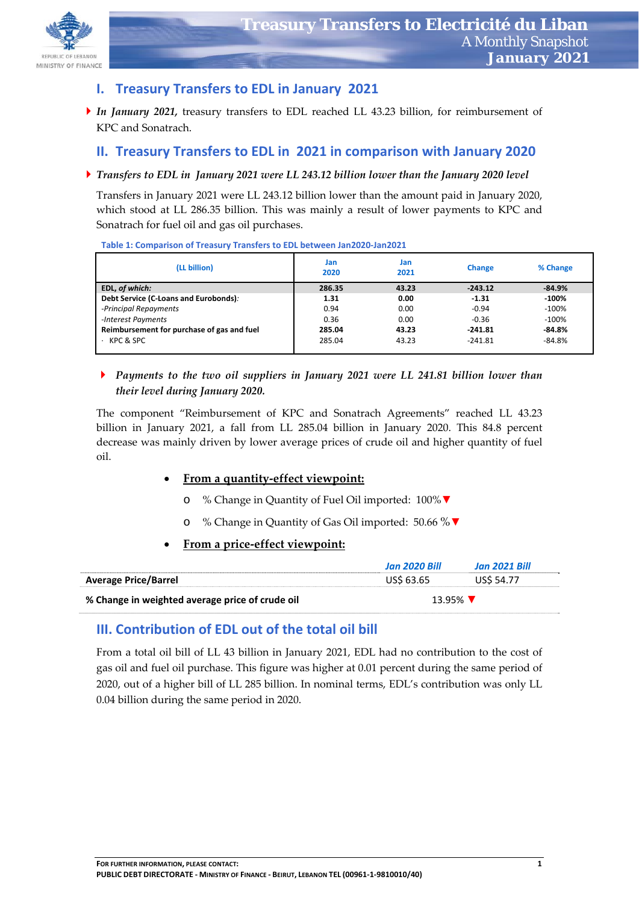# Treasury Transfers to Electricité du Liban
## A Monthly Snapshot
## January 2021

## I. Treasury Transfers to EDL in January 2021

- ***In January 2021,*** treasury transfers to EDL reached LL 43.23 billion, for reimbursement of KPC and Sonatrach.

## II. Treasury Transfers to EDL in 2021 in comparison with January 2020

- ***Transfers to EDL in January 2021 were LL 243.12 billion lower than the January 2020 level***

Transfers in January 2021 were LL 243.12 billion lower than the amount paid in January 2020, which stood at LL 286.35 billion. This was mainly a result of lower payments to KPC and Sonatrach for fuel oil and gas oil purchases.

**Table 1: Comparison of Treasury Transfers to EDL between Jan2020-Jan2021**

| (LL billion) | Jan 2020 | Jan 2021 | Change | % Change |
|---|---|---|---|---|
| **EDL, *of which:*** | **286.35** | **43.23** | **-243.12** | **-84.9%** |
| **Debt Service (C-Loans and Eurobonds)**: | **1.31** | **0.00** | **-1.31** | **-100%** |
| *-Principal Repayments* | 0.94 | 0.00 | -0.94 | -100% |
| *-Interest Payments* | 0.36 | 0.00 | -0.36 | -100% |
| **Reimbursement for purchase of gas and fuel** | **285.04** | **43.23** | **-241.81** | **-84.8%** |
| · KPC & SPC | 285.04 | 43.23 | -241.81 | -84.8% |

- ***Payments to the two oil suppliers in January 2021 were LL 241.81 billion lower than their level during January 2020.***

The component "Reimbursement of KPC and Sonatrach Agreements" reached LL 43.23 billion in January 2021, a fall from LL 285.04 billion in January 2020. This 84.8 percent decrease was mainly driven by lower average prices of crude oil and higher quantity of fuel oil.

- **From a quantity-effect viewpoint:**
  - % Change in Quantity of Fuel Oil imported: 100%▼
  - % Change in Quantity of Gas Oil imported: 50.66 %▼
- **From a price-effect viewpoint:**

| | *Jan 2020 Bill* | *Jan 2021 Bill* |
|---|---|---|
| **Average Price/Barrel** | US$ 63.65 | US$ 54.77 |
| **% Change in weighted average price of crude oil** | 13.95% ▼ | |

## III. Contribution of EDL out of the total oil bill

From a total oil bill of LL 43 billion in January 2021, EDL had no contribution to the cost of gas oil and fuel oil purchase. This figure was higher at 0.01 percent during the same period of 2020, out of a higher bill of LL 285 billion. In nominal terms, EDL's contribution was only LL 0.04 billion during the same period in 2020.

**FOR FURTHER INFORMATION, PLEASE CONTACT:**
**PUBLIC DEBT DIRECTORATE - MINISTRY OF FINANCE - BEIRUT, LEBANON TEL (00961-1-9810010/40)**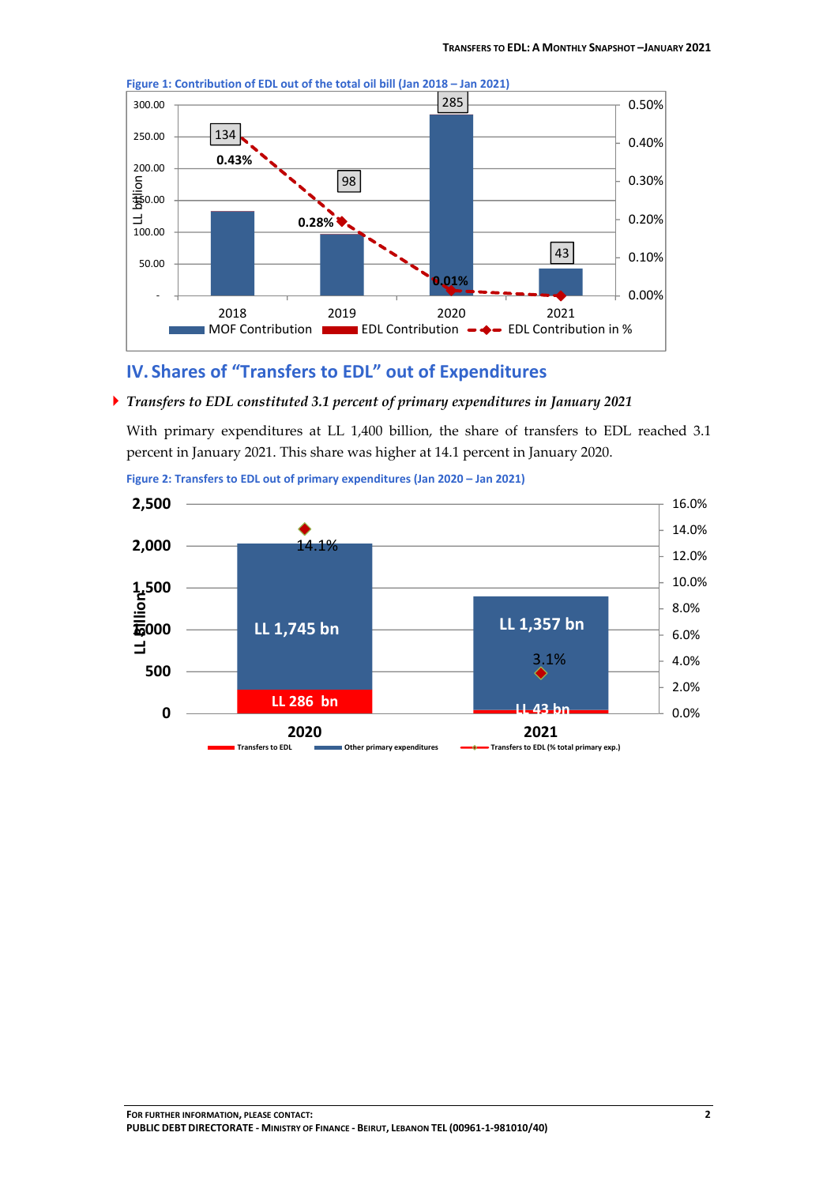Figure 1: Contribution of EDL out of the total oil bill (Jan 2018 – Jan 2021)

300.00
250.00
200.00
150.00
100.00
50.00
-
LL billion

0.50%
0.40%
0.30%
0.20%
0.10%
0.00%

134
98
285
43

0.43%
0.28%
0.01%

2018
2019
2020
2021

MOF Contribution
EDL Contribution
EDL Contribution in %

## IV. Shares of "Transfers to EDL" out of Expenditures

- *Transfers to EDL constituted 3.1 percent of primary expenditures in January 2021*

With primary expenditures at LL 1,400 billion, the share of transfers to EDL reached 3.1 percent in January 2021. This share was higher at 14.1 percent in January 2020.

Figure 2: Transfers to EDL out of primary expenditures (Jan 2020 – Jan 2021)

2,500
2,000
1,500
1,000
500
0
LL billion

16.0%
14.0%
12.0%
10.0%
8.0%
6.0%
4.0%
2.0%
0.0%

14.1%
LL 1,745 bn
LL 286 bn
LL 1,357 bn
3.1%
LL 43 bn

2020
2021

Transfers to EDL
Other primary expenditures
Transfers to EDL (% total primary exp.)

**For further information, please contact:**
**Public Debt Directorate - Ministry of Finance - Beirut, Lebanon Tel (00961-1-981010/40)**